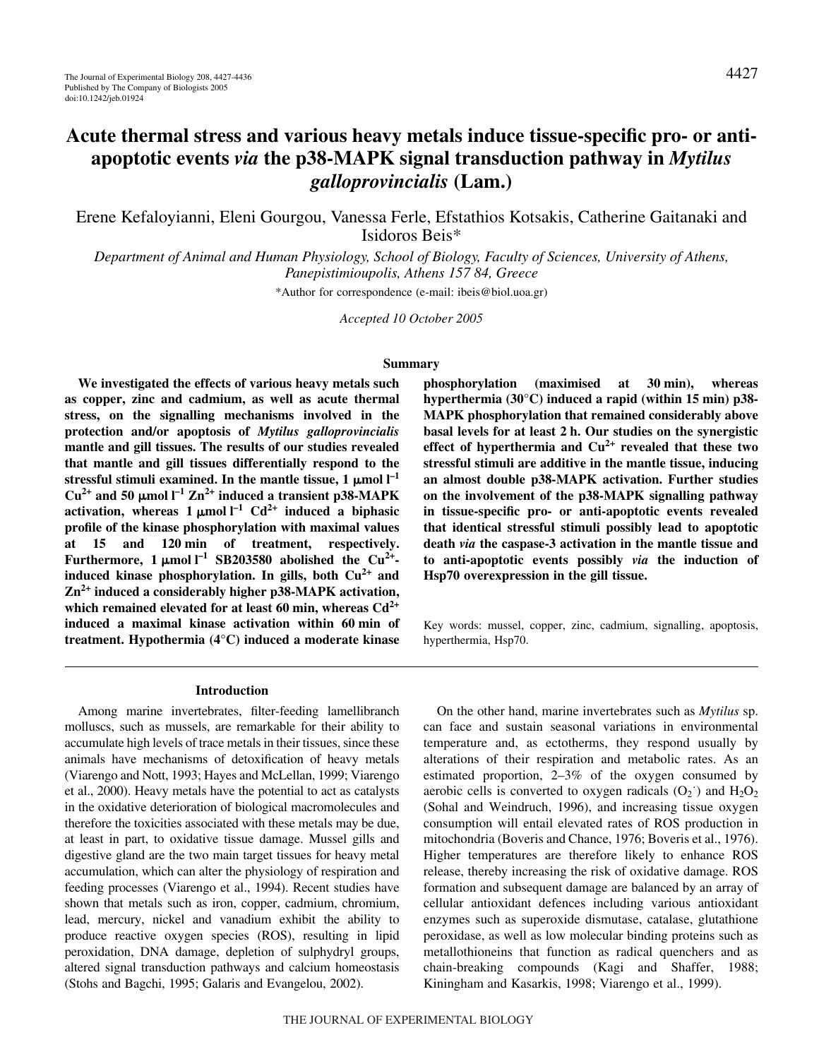# Acute thermal stress and various heavy metals induce tissue-specific pro- or anti-apoptotic events *via* the p38-MAPK signal transduction pathway in *Mytilus galloprovincialis* (Lam.)

Erene Kefaloyianni, Eleni Gourgou, Vanessa Ferle, Efstathios Kotsakis, Catherine Gaitanaki and Isidoros Beis*

*Department of Animal and Human Physiology, School of Biology, Faculty of Sciences, University of Athens, Panepistimioupolis, Athens 157 84, Greece*

*Author for correspondence (e-mail: ibeis@biol.uoa.gr)

*Accepted 10 October 2005*

## Summary

**We investigated the effects of various heavy metals such as copper, zinc and cadmium, as well as acute thermal stress, on the signalling mechanisms involved in the protection and/or apoptosis of *Mytilus galloprovincialis* mantle and gill tissues. The results of our studies revealed that mantle and gill tissues differentially respond to the stressful stimuli examined. In the mantle tissue, 1 μmol $l^{-1}$ $Cu^{2+}$ and 50 μmol $l^{-1}$ $Zn^{2+}$ induced a transient p38-MAPK activation, whereas 1 μmol $l^{-1}$ $Cd^{2+}$ induced a biphasic profile of the kinase phosphorylation with maximal values at 15 and 120 min of treatment, respectively. Furthermore, 1 μmol $l^{-1}$ SB203580 abolished the $Cu^{2+}$-induced kinase phosphorylation. In gills, both $Cu^{2+}$ and $Zn^{2+}$ induced a considerably higher p38-MAPK activation, which remained elevated for at least 60 min, whereas $Cd^{2+}$ induced a maximal kinase activation within 60 min of treatment. Hypothermia (4°C) induced a moderate kinase phosphorylation (maximised at 30 min), whereas hyperthermia (30°C) induced a rapid (within 15 min) p38-MAPK phosphorylation that remained considerably above basal levels for at least 2 h. Our studies on the synergistic effect of hyperthermia and $Cu^{2+}$ revealed that these two stressful stimuli are additive in the mantle tissue, inducing an almost double p38-MAPK activation. Further studies on the involvement of the p38-MAPK signalling pathway in tissue-specific pro- or anti-apoptotic events revealed that identical stressful stimuli possibly lead to apoptotic death *via* the caspase-3 activation in the mantle tissue and to anti-apoptotic events possibly *via* the induction of Hsp70 overexpression in the gill tissue.**

Key words: mussel, copper, zinc, cadmium, signalling, apoptosis, hyperthermia, Hsp70.

## Introduction

Among marine invertebrates, filter-feeding lamellibranch molluscs, such as mussels, are remarkable for their ability to accumulate high levels of trace metals in their tissues, since these animals have mechanisms of detoxification of heavy metals (Viarengo and Nott, 1993; Hayes and McLellan, 1999; Viarengo et al., 2000). Heavy metals have the potential to act as catalysts in the oxidative deterioration of biological macromolecules and therefore the toxicities associated with these metals may be due, at least in part, to oxidative tissue damage. Mussel gills and digestive gland are the two main target tissues for heavy metal accumulation, which can alter the physiology of respiration and feeding processes (Viarengo et al., 1994). Recent studies have shown that metals such as iron, copper, cadmium, chromium, lead, mercury, nickel and vanadium exhibit the ability to produce reactive oxygen species (ROS), resulting in lipid peroxidation, DNA damage, depletion of sulphydryl groups, altered signal transduction pathways and calcium homeostasis (Stohs and Bagchi, 1995; Galaris and Evangelou, 2002).

On the other hand, marine invertebrates such as *Mytilus* sp. can face and sustain seasonal variations in environmental temperature and, as ectotherms, they respond usually by alterations of their respiration and metabolic rates. As an estimated proportion, 2–3% of the oxygen consumed by aerobic cells is converted to oxygen radicals ($O_2^{\cdot}$) and $H_2O_2$ (Sohal and Weindruch, 1996), and increasing tissue oxygen consumption will entail elevated rates of ROS production in mitochondria (Boveris and Chance, 1976; Boveris et al., 1976). Higher temperatures are therefore likely to enhance ROS release, thereby increasing the risk of oxidative damage. ROS formation and subsequent damage are balanced by an array of cellular antioxidant defences including various antioxidant enzymes such as superoxide dismutase, catalase, glutathione peroxidase, as well as low molecular binding proteins such as metallothioneins that function as radical quenchers and as chain-breaking compounds (Kagi and Shaffer, 1988; Kiningham and Kasarkis, 1998; Viarengo et al., 1999).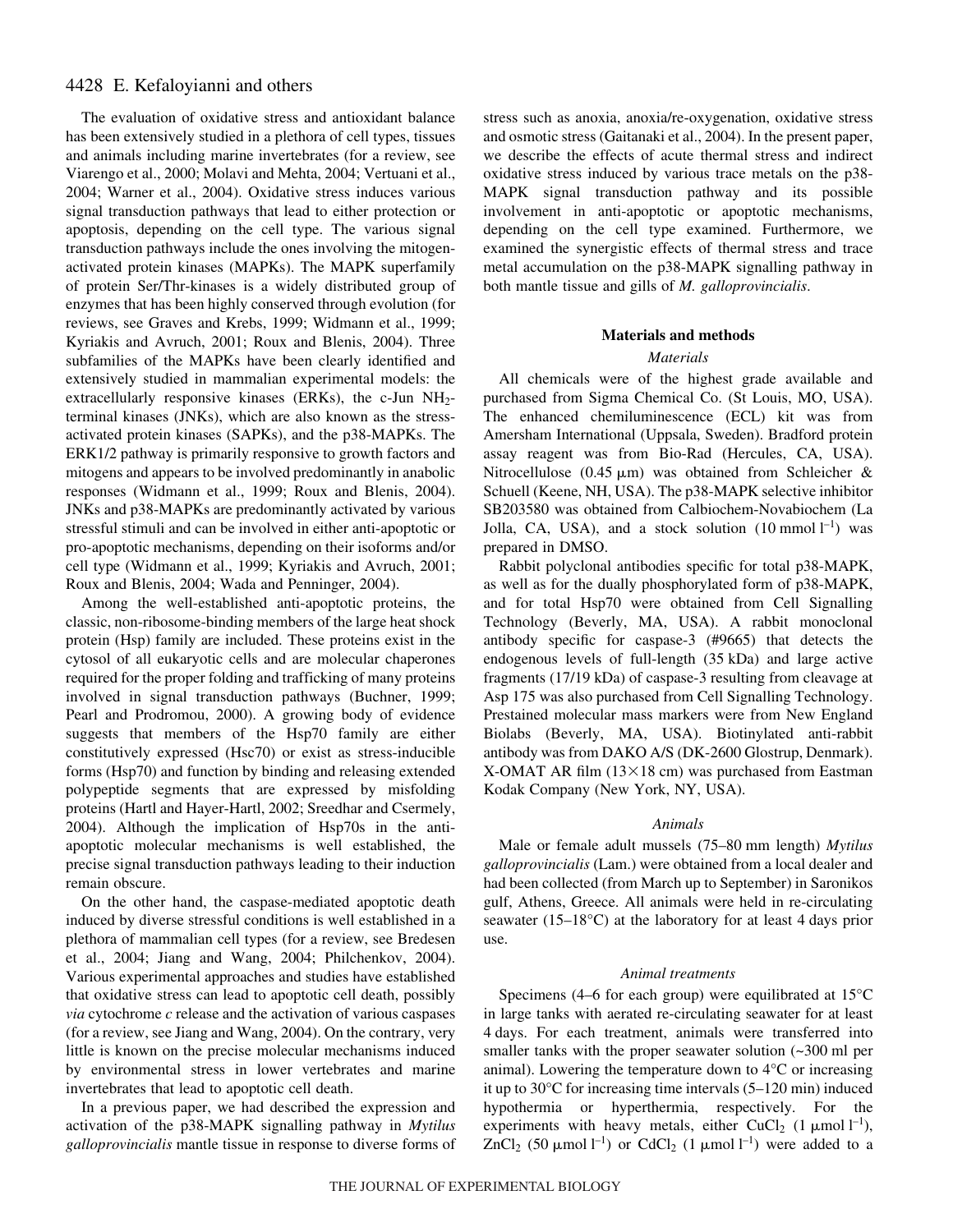The evaluation of oxidative stress and antioxidant balance has been extensively studied in a plethora of cell types, tissues and animals including marine invertebrates (for a review, see Viarengo et al., 2000; Molavi and Mehta, 2004; Vertuani et al., 2004; Warner et al., 2004). Oxidative stress induces various signal transduction pathways that lead to either protection or apoptosis, depending on the cell type. The various signal transduction pathways include the ones involving the mitogen-activated protein kinases (MAPKs). The MAPK superfamily of protein Ser/Thr-kinases is a widely distributed group of enzymes that has been highly conserved through evolution (for reviews, see Graves and Krebs, 1999; Widmann et al., 1999; Kyriakis and Avruch, 2001; Roux and Blenis, 2004). Three subfamilies of the MAPKs have been clearly identified and extensively studied in mammalian experimental models: the extracellularly responsive kinases (ERKs), the c-Jun $NH_2$-terminal kinases (JNKs), which are also known as the stress-activated protein kinases (SAPKs), and the p38-MAPKs. The ERK1/2 pathway is primarily responsive to growth factors and mitogens and appears to be involved predominantly in anabolic responses (Widmann et al., 1999; Roux and Blenis, 2004). JNKs and p38-MAPKs are predominantly activated by various stressful stimuli and can be involved in either anti-apoptotic or pro-apoptotic mechanisms, depending on their isoforms and/or cell type (Widmann et al., 1999; Kyriakis and Avruch, 2001; Roux and Blenis, 2004; Wada and Penninger, 2004).

Among the well-established anti-apoptotic proteins, the classic, non-ribosome-binding members of the large heat shock protein (Hsp) family are included. These proteins exist in the cytosol of all eukaryotic cells and are molecular chaperones required for the proper folding and trafficking of many proteins involved in signal transduction pathways (Buchner, 1999; Pearl and Prodromou, 2000). A growing body of evidence suggests that members of the Hsp70 family are either constitutively expressed (Hsc70) or exist as stress-inducible forms (Hsp70) and function by binding and releasing extended polypeptide segments that are expressed by misfolding proteins (Hartl and Hayer-Hartl, 2002; Sreedhar and Csermely, 2004). Although the implication of Hsp70s in the anti-apoptotic molecular mechanisms is well established, the precise signal transduction pathways leading to their induction remain obscure.

On the other hand, the caspase-mediated apoptotic death induced by diverse stressful conditions is well established in a plethora of mammalian cell types (for a review, see Bredesen et al., 2004; Jiang and Wang, 2004; Philchenkov, 2004). Various experimental approaches and studies have established that oxidative stress can lead to apoptotic cell death, possibly *via* cytochrome *c* release and the activation of various caspases (for a review, see Jiang and Wang, 2004). On the contrary, very little is known on the precise molecular mechanisms induced by environmental stress in lower vertebrates and marine invertebrates that lead to apoptotic cell death.

In a previous paper, we had described the expression and activation of the p38-MAPK signalling pathway in *Mytilus galloprovincialis* mantle tissue in response to diverse forms of stress such as anoxia, anoxia/re-oxygenation, oxidative stress and osmotic stress (Gaitanaki et al., 2004). In the present paper, we describe the effects of acute thermal stress and indirect oxidative stress induced by various trace metals on the p38-MAPK signal transduction pathway and its possible involvement in anti-apoptotic or apoptotic mechanisms, depending on the cell type examined. Furthermore, we examined the synergistic effects of thermal stress and trace metal accumulation on the p38-MAPK signalling pathway in both mantle tissue and gills of *M. galloprovincialis*.

## Materials and methods

### *Materials*

All chemicals were of the highest grade available and purchased from Sigma Chemical Co. (St Louis, MO, USA). The enhanced chemiluminescence (ECL) kit was from Amersham International (Uppsala, Sweden). Bradford protein assay reagent was from Bio-Rad (Hercules, CA, USA). Nitrocellulose (0.45 μm) was obtained from Schleicher & Schuell (Keene, NH, USA). The p38-MAPK selective inhibitor SB203580 was obtained from Calbiochem-Novabiochem (La Jolla, CA, USA), and a stock solution (10 mmol $l^{-1}$) was prepared in DMSO.

Rabbit polyclonal antibodies specific for total p38-MAPK, as well as for the dually phosphorylated form of p38-MAPK, and for total Hsp70 were obtained from Cell Signalling Technology (Beverly, MA, USA). A rabbit monoclonal antibody specific for caspase-3 (#9665) that detects the endogenous levels of full-length (35 kDa) and large active fragments (17/19 kDa) of caspase-3 resulting from cleavage at Asp 175 was also purchased from Cell Signalling Technology. Prestained molecular mass markers were from New England Biolabs (Beverly, MA, USA). Biotinylated anti-rabbit antibody was from DAKO A/S (DK-2600 Glostrup, Denmark). X-OMAT AR film (13×18 cm) was purchased from Eastman Kodak Company (New York, NY, USA).

### *Animals*

Male or female adult mussels (75–80 mm length) *Mytilus galloprovincialis* (Lam.) were obtained from a local dealer and had been collected (from March up to September) in Saronikos gulf, Athens, Greece. All animals were held in re-circulating seawater (15–18°C) at the laboratory for at least 4 days prior use.

### *Animal treatments*

Specimens (4–6 for each group) were equilibrated at 15°C in large tanks with aerated re-circulating seawater for at least 4 days. For each treatment, animals were transferred into smaller tanks with the proper seawater solution (~300 ml per animal). Lowering the temperature down to 4°C or increasing it up to 30°C for increasing time intervals (5–120 min) induced hypothermia or hyperthermia, respectively. For the experiments with heavy metals, either $CuCl_2$ (1 μmol $l^{-1}$), $ZnCl_2$ (50 μmol $l^{-1}$) or $CdCl_2$ (1 μmol $l^{-1}$) were added to a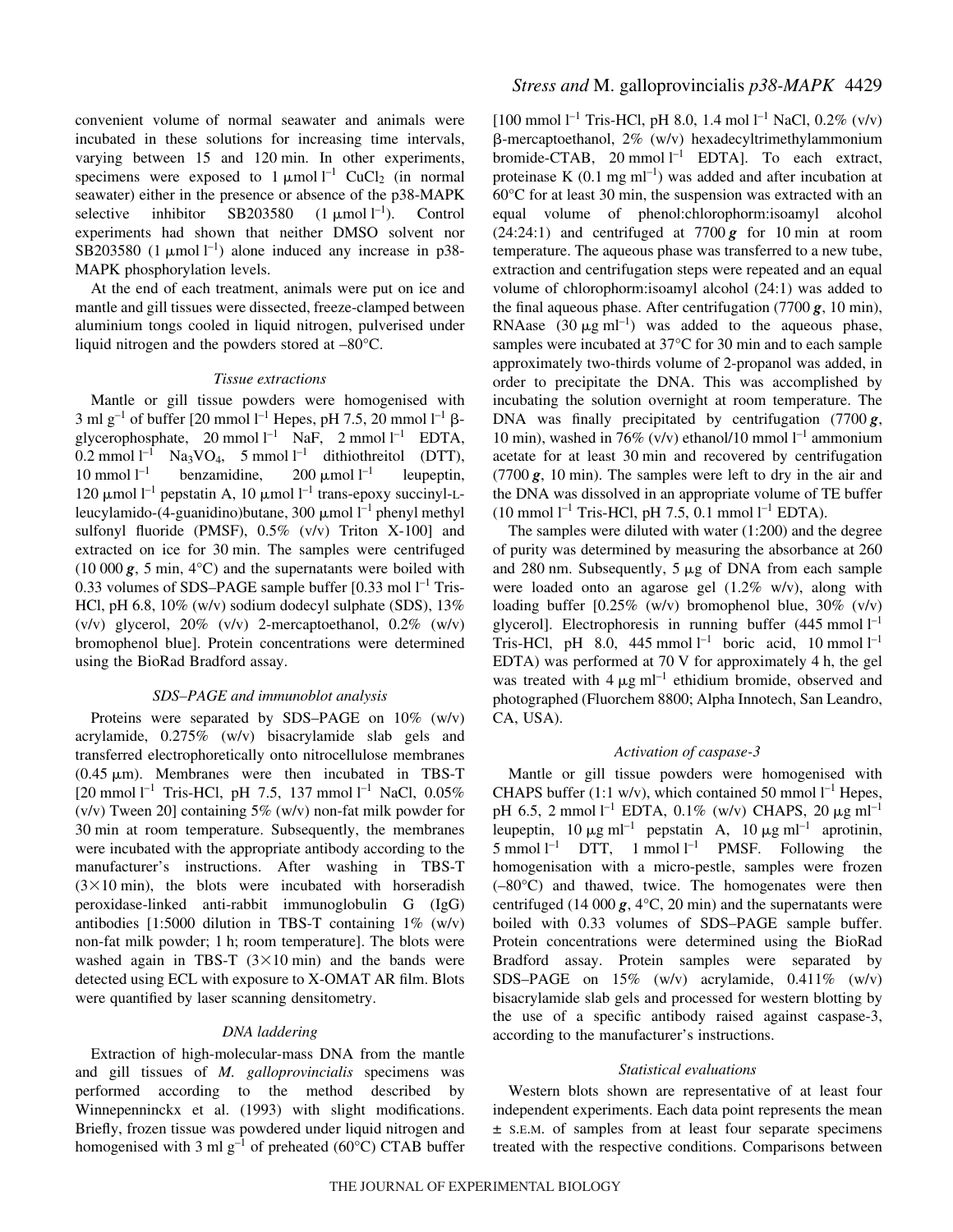convenient volume of normal seawater and animals were incubated in these solutions for increasing time intervals, varying between 15 and 120 min. In other experiments, specimens were exposed to 1 μmol $l^{-1}$ $CuCl_2$ (in normal seawater) either in the presence or absence of the p38-MAPK selective inhibitor SB203580 (1 μmol $l^{-1}$). Control experiments had shown that neither DMSO solvent nor SB203580 (1 μmol $l^{-1}$) alone induced any increase in p38-MAPK phosphorylation levels.

At the end of each treatment, animals were put on ice and mantle and gill tissues were dissected, freeze-clamped between aluminium tongs cooled in liquid nitrogen, pulverised under liquid nitrogen and the powders stored at –80°C.

### *Tissue extractions*

Mantle or gill tissue powders were homogenised with 3 ml $g^{-1}$ of buffer [20 mmol $l^{-1}$ Hepes, pH 7.5, 20 mmol $l^{-1}$ β-glycerophosphate, 20 mmol $l^{-1}$ NaF, 2 mmol $l^{-1}$ EDTA, 0.2 mmol $l^{-1}$ $Na_3VO_4$, 5 mmol $l^{-1}$ dithiothreitol (DTT), 10 mmol $l^{-1}$ benzamidine, 200 μmol $l^{-1}$ leupeptin, 120 μmol $l^{-1}$ pepstatin A, 10 μmol $l^{-1}$ trans-epoxy succinyl-L-leucylamido-(4-guanidino)butane, 300 μmol $l^{-1}$ phenyl methyl sulfonyl fluoride (PMSF), 0.5% (v/v) Triton X-100] and extracted on ice for 30 min. The samples were centrifuged (10 000 ***g***, 5 min, 4°C) and the supernatants were boiled with 0.33 volumes of SDS–PAGE sample buffer [0.33 mol $l^{-1}$ Tris-HCl, pH 6.8, 10% (w/v) sodium dodecyl sulphate (SDS), 13% (v/v) glycerol, 20% (v/v) 2-mercaptoethanol, 0.2% (w/v) bromophenol blue]. Protein concentrations were determined using the BioRad Bradford assay.

### *SDS–PAGE and immunoblot analysis*

Proteins were separated by SDS–PAGE on 10% (w/v) acrylamide, 0.275% (w/v) bisacrylamide slab gels and transferred electrophoretically onto nitrocellulose membranes (0.45 μm). Membranes were then incubated in TBS-T [20 mmol $l^{-1}$ Tris-HCl, pH 7.5, 137 mmol $l^{-1}$ NaCl, 0.05% (v/v) Tween 20] containing 5% (w/v) non-fat milk powder for 30 min at room temperature. Subsequently, the membranes were incubated with the appropriate antibody according to the manufacturer's instructions. After washing in TBS-T (3×10 min), the blots were incubated with horseradish peroxidase-linked anti-rabbit immunoglobulin G (IgG) antibodies [1:5000 dilution in TBS-T containing 1% (w/v) non-fat milk powder; 1 h; room temperature]. The blots were washed again in TBS-T (3×10 min) and the bands were detected using ECL with exposure to X-OMAT AR film. Blots were quantified by laser scanning densitometry.

### *DNA laddering*

Extraction of high-molecular-mass DNA from the mantle and gill tissues of *M. galloprovincialis* specimens was performed according to the method described by Winnepenninckx et al. (1993) with slight modifications. Briefly, frozen tissue was powdered under liquid nitrogen and homogenised with 3 ml $g^{-1}$ of preheated (60°C) CTAB buffer [100 mmol $l^{-1}$ Tris-HCl, pH 8.0, 1.4 mol $l^{-1}$ NaCl, 0.2% (v/v) β-mercaptoethanol, 2% (w/v) hexadecyltrimethylammonium bromide-CTAB, 20 mmol $l^{-1}$ EDTA]. To each extract, proteinase K (0.1 mg $ml^{-1}$) was added and after incubation at 60°C for at least 30 min, the suspension was extracted with an equal volume of phenol:chlorophorm:isoamyl alcohol (24:24:1) and centrifuged at 7700 ***g*** for 10 min at room temperature. The aqueous phase was transferred to a new tube, extraction and centrifugation steps were repeated and an equal volume of chlorophorm:isoamyl alcohol (24:1) was added to the final aqueous phase. After centrifugation (7700 ***g***, 10 min), RNAase (30 μg $ml^{-1}$) was added to the aqueous phase, samples were incubated at 37°C for 30 min and to each sample approximately two-thirds volume of 2-propanol was added, in order to precipitate the DNA. This was accomplished by incubating the solution overnight at room temperature. The DNA was finally precipitated by centrifugation (7700 ***g***, 10 min), washed in 76% (v/v) ethanol/10 mmol $l^{-1}$ ammonium acetate for at least 30 min and recovered by centrifugation (7700 ***g***, 10 min). The samples were left to dry in the air and the DNA was dissolved in an appropriate volume of TE buffer (10 mmol $l^{-1}$ Tris-HCl, pH 7.5, 0.1 mmol $l^{-1}$ EDTA).

The samples were diluted with water (1:200) and the degree of purity was determined by measuring the absorbance at 260 and 280 nm. Subsequently, 5 μg of DNA from each sample were loaded onto an agarose gel (1.2% w/v), along with loading buffer [0.25% (w/v) bromophenol blue, 30% (v/v) glycerol]. Electrophoresis in running buffer (445 mmol $l^{-1}$ Tris-HCl, pH 8.0, 445 mmol $l^{-1}$ boric acid, 10 mmol $l^{-1}$ EDTA) was performed at 70 V for approximately 4 h, the gel was treated with 4 μg $ml^{-1}$ ethidium bromide, observed and photographed (Fluorchem 8800; Alpha Innotech, San Leandro, CA, USA).

### *Activation of caspase-3*

Mantle or gill tissue powders were homogenised with CHAPS buffer (1:1 w/v), which contained 50 mmol $l^{-1}$ Hepes, pH 6.5, 2 mmol $l^{-1}$ EDTA, 0.1% (w/v) CHAPS, 20 μg $ml^{-1}$ leupeptin, 10 μg $ml^{-1}$ pepstatin A, 10 μg $ml^{-1}$ aprotinin, 5 mmol $l^{-1}$ DTT, 1 mmol $l^{-1}$ PMSF. Following the homogenisation with a micro-pestle, samples were frozen (–80°C) and thawed, twice. The homogenates were then centrifuged (14 000 ***g***, 4°C, 20 min) and the supernatants were boiled with 0.33 volumes of SDS–PAGE sample buffer. Protein concentrations were determined using the BioRad Bradford assay. Protein samples were separated by SDS–PAGE on 15% (w/v) acrylamide, 0.411% (w/v) bisacrylamide slab gels and processed for western blotting by the use of a specific antibody raised against caspase-3, according to the manufacturer's instructions.

### *Statistical evaluations*

Western blots shown are representative of at least four independent experiments. Each data point represents the mean ± S.E.M. of samples from at least four separate specimens treated with the respective conditions. Comparisons between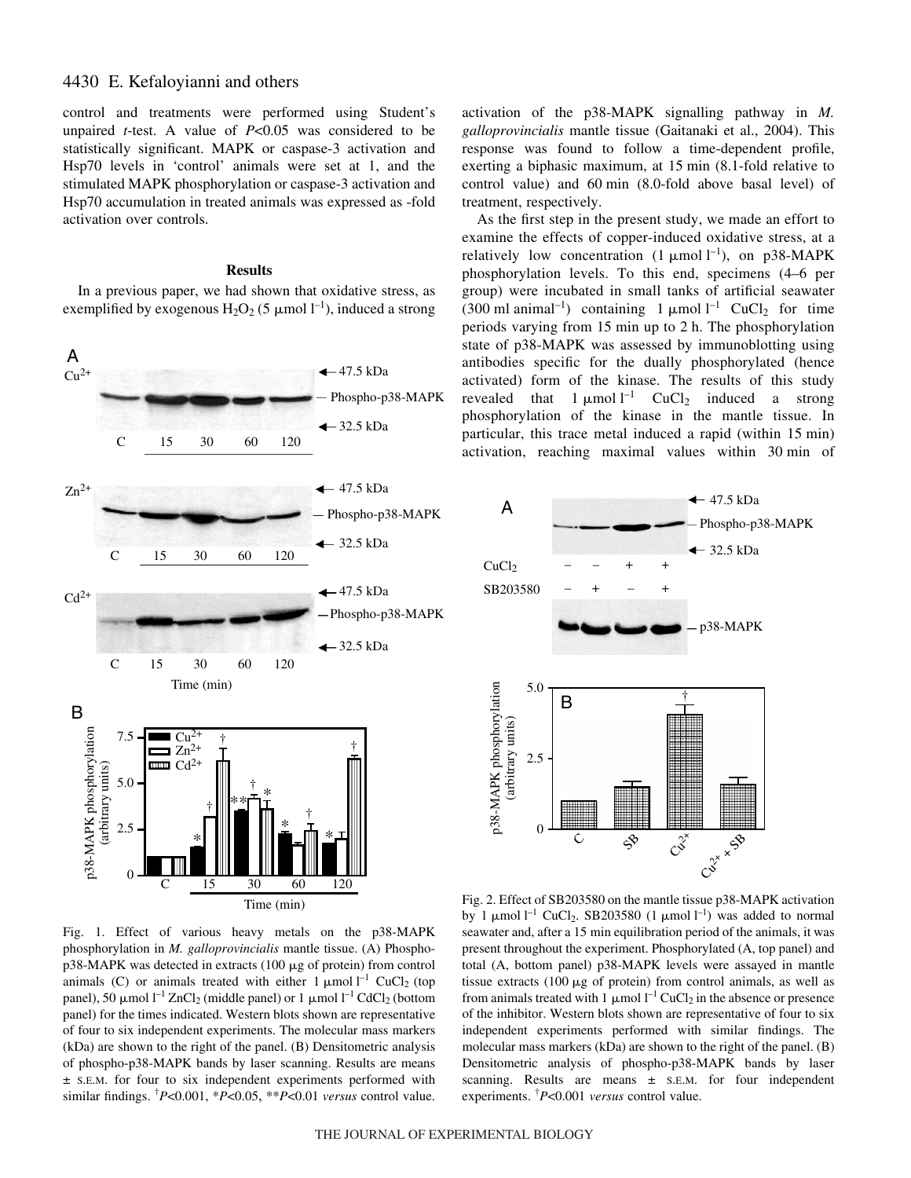control and treatments were performed using Student's unpaired *t*-test. A value of $P<0.05$ was considered to be statistically significant. MAPK or caspase-3 activation and Hsp70 levels in 'control' animals were set at 1, and the stimulated MAPK phosphorylation or caspase-3 activation and Hsp70 accumulation in treated animals was expressed as -fold activation over controls.

## Results

In a previous paper, we had shown that oxidative stress, as exemplified by exogenous $H_2O_2$ (5 μmol $l^{-1}$), induced a strong activation of the p38-MAPK signalling pathway in *M. galloprovincialis* mantle tissue (Gaitanaki et al., 2004). This response was found to follow a time-dependent profile, exerting a biphasic maximum, at 15 min (8.1-fold relative to control value) and 60 min (8.0-fold above basal level) of treatment, respectively.

As the first step in the present study, we made an effort to examine the effects of copper-induced oxidative stress, at a relatively low concentration (1 μmol $l^{-1}$), on p38-MAPK phosphorylation levels. To this end, specimens (4–6 per group) were incubated in small tanks of artificial seawater (300 ml animal$^{-1}$) containing 1 μmol $l^{-1}$ $CuCl_2$ for time periods varying from 15 min up to 2 h. The phosphorylation state of p38-MAPK was assessed by immunoblotting using antibodies specific for the dually phosphorylated (hence activated) form of the kinase. The results of this study revealed that 1 μmol $l^{-1}$ $CuCl_2$ induced a strong phosphorylation of the kinase in the mantle tissue. In particular, this trace metal induced a rapid (within 15 min) activation, reaching maximal values within 30 min of

Fig. 1. Effect of various heavy metals on the p38-MAPK phosphorylation in *M. galloprovincialis* mantle tissue. (A) Phospho-p38-MAPK was detected in extracts (100 μg of protein) from control animals (C) or animals treated with either 1 μmol $l^{-1}$ $CuCl_2$ (top panel), 50 μmol $l^{-1}$ $ZnCl_2$ (middle panel) or 1 μmol $l^{-1}$ $CdCl_2$ (bottom panel) for the times indicated. Western blots shown are representative of four to six independent experiments. The molecular mass markers (kDa) are shown to the right of the panel. (B) Densitometric analysis of phospho-p38-MAPK bands by laser scanning. Results are means ± S.E.M. for four to six independent experiments performed with similar findings. †$P<0.001$, *$P<0.05$, **$P<0.01$ *versus* control value.

Fig. 2. Effect of SB203580 on the mantle tissue p38-MAPK activation by 1 μmol $l^{-1}$ $CuCl_2$. SB203580 (1 μmol $l^{-1}$) was added to normal seawater and, after a 15 min equilibration period of the animals, it was present throughout the experiment. Phosphorylated (A, top panel) and total (A, bottom panel) p38-MAPK levels were assayed in mantle tissue extracts (100 μg of protein) from control animals, as well as from animals treated with 1 μmol $l^{-1}$ $CuCl_2$ in the absence or presence of the inhibitor. Western blots shown are representative of four to six independent experiments performed with similar findings. The molecular mass markers (kDa) are shown to the right of the panel. (B) Densitometric analysis of phospho-p38-MAPK bands by laser scanning. Results are means ± S.E.M. for four independent experiments. †$P<0.001$ *versus* control value.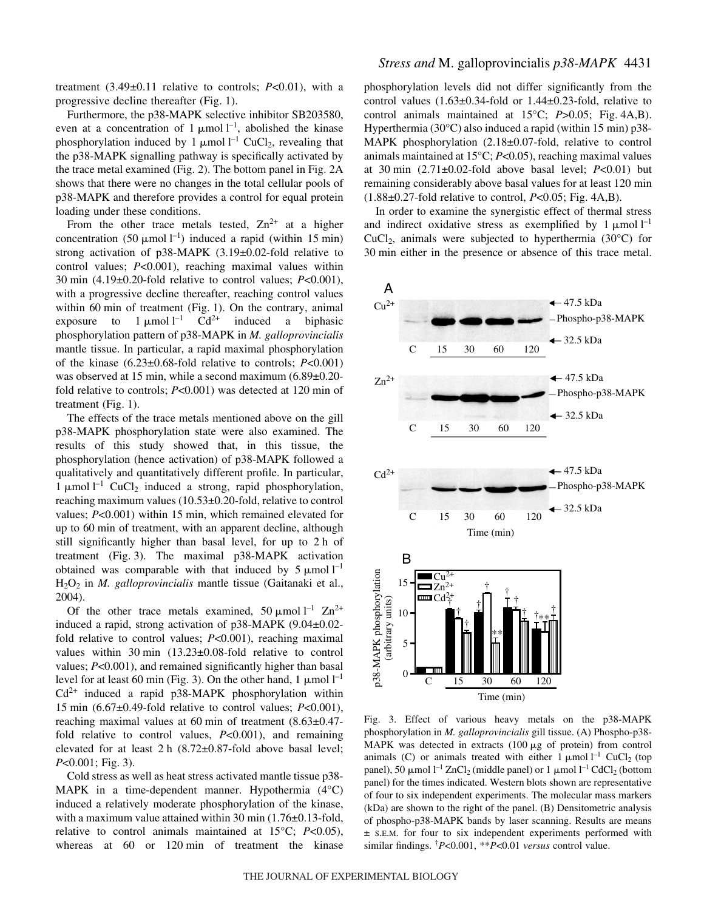treatment (3.49±0.11 relative to controls; $P<0.01$), with a progressive decline thereafter (Fig. 1).

Furthermore, the p38-MAPK selective inhibitor SB203580, even at a concentration of 1 $\mu$mol $l^{-1}$, abolished the kinase phosphorylation induced by 1 $\mu$mol $l^{-1}$ $CuCl_2$, revealing that the p38-MAPK signalling pathway is specifically activated by the trace metal examined (Fig. 2). The bottom panel in Fig. 2A shows that there were no changes in the total cellular pools of p38-MAPK and therefore provides a control for equal protein loading under these conditions.

From the other trace metals tested, $Zn^{2+}$ at a higher concentration (50 $\mu$mol $l^{-1}$) induced a rapid (within 15 min) strong activation of p38-MAPK (3.19±0.02-fold relative to control values; $P<0.001$), reaching maximal values within 30 min (4.19±0.20-fold relative to control values; $P<0.001$), with a progressive decline thereafter, reaching control values within 60 min of treatment (Fig. 1). On the contrary, animal exposure to 1 $\mu$mol $l^{-1}$ $Cd^{2+}$ induced a biphasic phosphorylation pattern of p38-MAPK in *M. galloprovincialis* mantle tissue. In particular, a rapid maximal phosphorylation of the kinase (6.23±0.68-fold relative to controls; $P<0.001$) was observed at 15 min, while a second maximum (6.89±0.20-fold relative to controls; $P<0.001$) was detected at 120 min of treatment (Fig. 1).

The effects of the trace metals mentioned above on the gill p38-MAPK phosphorylation state were also examined. The results of this study showed that, in this tissue, the phosphorylation (hence activation) of p38-MAPK followed a qualitatively and quantitatively different profile. In particular, 1 $\mu$mol $l^{-1}$ $CuCl_2$ induced a strong, rapid phosphorylation, reaching maximum values (10.53±0.20-fold, relative to control values; $P<0.001$) within 15 min, which remained elevated for up to 60 min of treatment, with an apparent decline, although still significantly higher than basal level, for up to 2 h of treatment (Fig. 3). The maximal p38-MAPK activation obtained was comparable with that induced by 5 $\mu$mol $l^{-1}$ $H_2O_2$ in *M. galloprovincialis* mantle tissue (Gaitanaki et al., 2004).

Of the other trace metals examined, 50 $\mu$mol $l^{-1}$ $Zn^{2+}$ induced a rapid, strong activation of p38-MAPK (9.04±0.02-fold relative to control values; $P<0.001$), reaching maximal values within 30 min (13.23±0.08-fold relative to control values; $P<0.001$), and remained significantly higher than basal level for at least 60 min (Fig. 3). On the other hand, 1 $\mu$mol $l^{-1}$ $Cd^{2+}$ induced a rapid p38-MAPK phosphorylation within 15 min (6.67±0.49-fold relative to control values; $P<0.001$), reaching maximal values at 60 min of treatment (8.63±0.47-fold relative to control values; $P<0.001$), and remaining elevated for at least 2 h (8.72±0.87-fold above basal level; $P<0.001$; Fig. 3).

Cold stress as well as heat stress activated mantle tissue p38-MAPK in a time-dependent manner. Hypothermia (4°C) induced a relatively moderate phosphorylation of the kinase, with a maximum value attained within 30 min (1.76±0.13-fold, relative to control animals maintained at 15°C; $P<0.05$), whereas at 60 or 120 min of treatment the kinase phosphorylation levels did not differ significantly from the control values (1.63±0.34-fold or 1.44±0.23-fold, relative to control animals maintained at 15°C; $P>0.05$; Fig. 4A,B). Hyperthermia (30°C) also induced a rapid (within 15 min) p38-MAPK phosphorylation (2.18±0.07-fold, relative to control animals maintained at 15°C; $P<0.05$), reaching maximal values at 30 min (2.71±0.02-fold above basal level; $P<0.01$) but remaining considerably above basal values for at least 120 min (1.88±0.27-fold relative to control, $P<0.05$; Fig. 4A,B).

In order to examine the synergistic effect of thermal stress and indirect oxidative stress as exemplified by 1 $\mu$mol $l^{-1}$ $CuCl_2$, animals were subjected to hyperthermia (30°C) for 30 min either in the presence or absence of this trace metal.

Fig. 3. Effect of various heavy metals on the p38-MAPK phosphorylation in *M. galloprovincialis* gill tissue. (A) Phospho-p38-MAPK was detected in extracts (100 $\mu$g of protein) from control animals (C) or animals treated with either 1 $\mu$mol $l^{-1}$ $CuCl_2$ (top panel), 50 $\mu$mol $l^{-1}$ $ZnCl_2$ (middle panel) or 1 $\mu$mol $l^{-1}$ $CdCl_2$ (bottom panel) for the times indicated. Western blots shown are representative of four to six independent experiments. The molecular mass markers (kDa) are shown to the right of the panel. (B) Densitometric analysis of phospho-p38-MAPK bands by laser scanning. Results are means ± S.E.M. for four to six independent experiments performed with similar findings. †$P<0.001$, \*\*$P<0.01$ *versus* control value.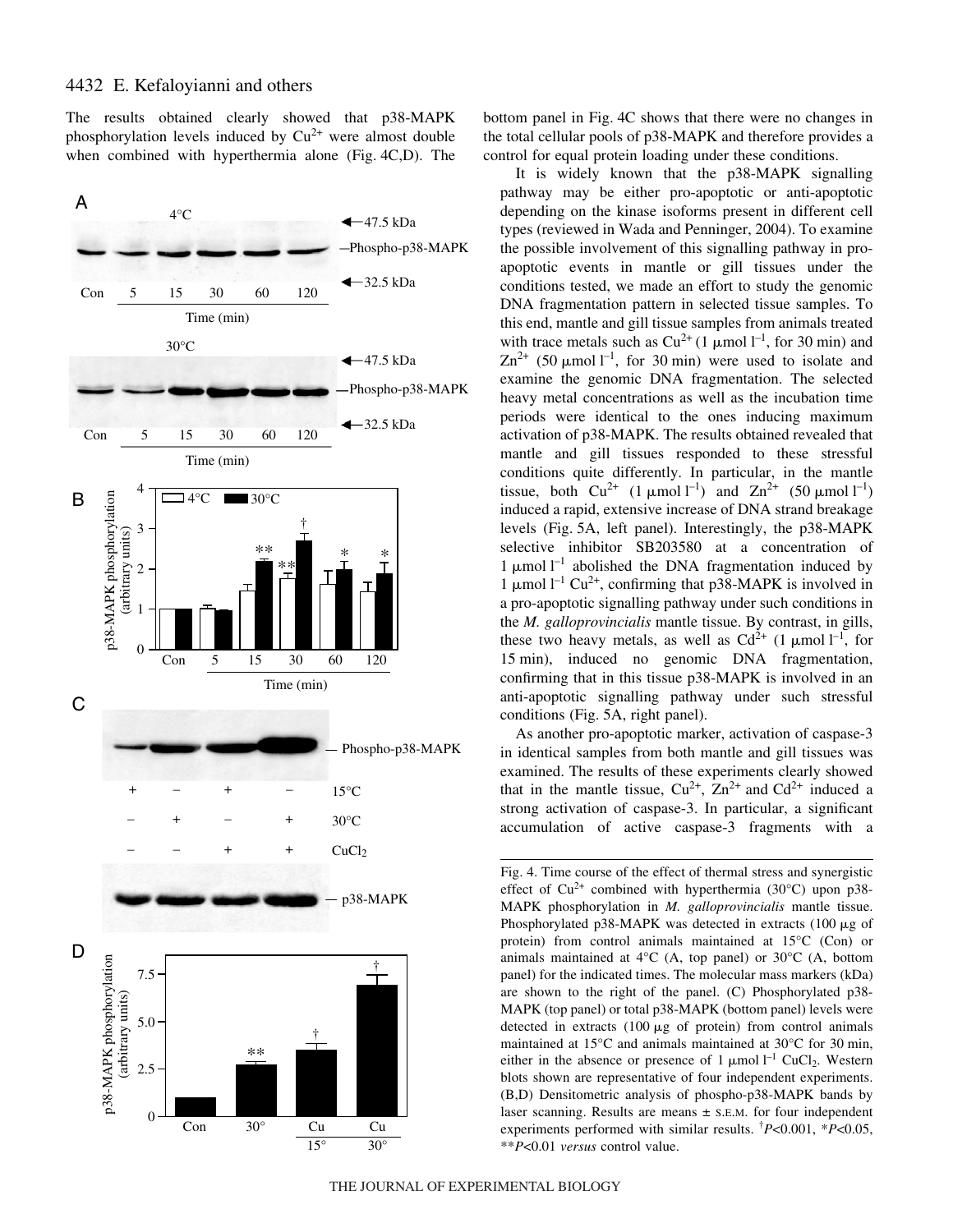The results obtained clearly showed that p38-MAPK phosphorylation levels induced by $Cu^{2+}$ were almost double when combined with hyperthermia alone (Fig. 4C,D). The bottom panel in Fig. 4C shows that there were no changes in the total cellular pools of p38-MAPK and therefore provides a control for equal protein loading under these conditions.

It is widely known that the p38-MAPK signalling pathway may be either pro-apoptotic or anti-apoptotic depending on the kinase isoforms present in different cell types (reviewed in Wada and Penninger, 2004). To examine the possible involvement of this signalling pathway in pro-apoptotic events in mantle or gill tissues under the conditions tested, we made an effort to study the genomic DNA fragmentation pattern in selected tissue samples. To this end, mantle and gill tissue samples from animals treated with trace metals such as $Cu^{2+}$ (1 μmol $l^{-1}$, for 30 min) and $Zn^{2+}$ (50 μmol $l^{-1}$, for 30 min) were used to isolate and examine the genomic DNA fragmentation. The selected heavy metal concentrations as well as the incubation time periods were identical to the ones inducing maximum activation of p38-MAPK. The results obtained revealed that mantle and gill tissues responded to these stressful conditions quite differently. In particular, in the mantle tissue, both $Cu^{2+}$ (1 μmol $l^{-1}$) and $Zn^{2+}$ (50 μmol $l^{-1}$) induced a rapid, extensive increase of DNA strand breakage levels (Fig. 5A, left panel). Interestingly, the p38-MAPK selective inhibitor SB203580 at a concentration of 1 μmol $l^{-1}$ abolished the DNA fragmentation induced by 1 μmol $l^{-1}$ $Cu^{2+}$, confirming that p38-MAPK is involved in a pro-apoptotic signalling pathway under such conditions in the *M. galloprovincialis* mantle tissue. By contrast, in gills, these two heavy metals, as well as $Cd^{2+}$ (1 μmol $l^{-1}$, for 15 min), induced no genomic DNA fragmentation, confirming that in this tissue p38-MAPK is involved in an anti-apoptotic signalling pathway under such stressful conditions (Fig. 5A, right panel).

As another pro-apoptotic marker, activation of caspase-3 in identical samples from both mantle and gill tissues was examined. The results of these experiments clearly showed that in the mantle tissue, $Cu^{2+}$, $Zn^{2+}$ and $Cd^{2+}$ induced a strong activation of caspase-3. In particular, a significant accumulation of active caspase-3 fragments with a

Fig. 4. Time course of the effect of thermal stress and synergistic effect of $Cu^{2+}$ combined with hyperthermia (30°C) upon p38-MAPK phosphorylation in *M. galloprovincialis* mantle tissue. Phosphorylated p38-MAPK was detected in extracts (100 μg of protein) from control animals maintained at 15°C (Con) or animals maintained at 4°C (A, top panel) or 30°C (A, bottom panel) for the indicated times. The molecular mass markers (kDa) are shown to the right of the panel. (C) Phosphorylated p38-MAPK (top panel) or total p38-MAPK (bottom panel) levels were detected in extracts (100 μg of protein) from control animals maintained at 15°C and animals maintained at 30°C for 30 min, either in the absence or presence of 1 μmol $l^{-1}$ $CuCl_2$. Western blots shown are representative of four independent experiments. (B,D) Densitometric analysis of phospho-p38-MAPK bands by laser scanning. Results are means ± S.E.M. for four independent experiments performed with similar results. †$P<0.001$, *$P<0.05$, **$P<0.01$ *versus* control value.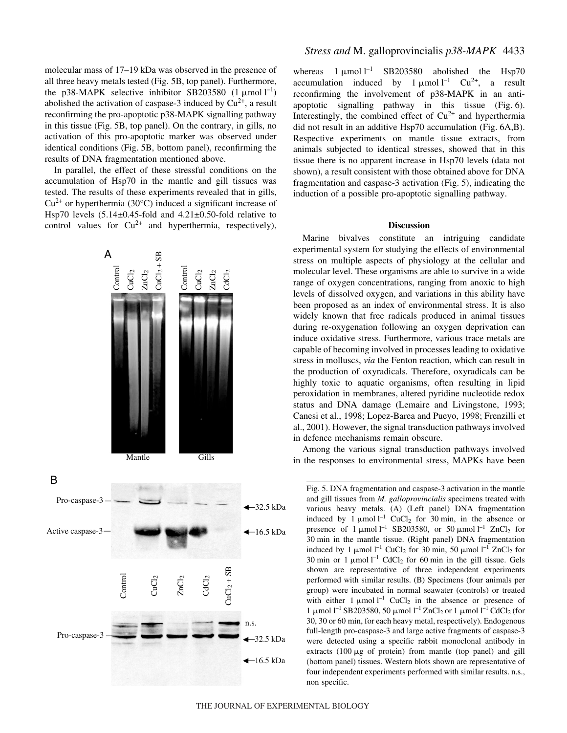molecular mass of 17–19 kDa was observed in the presence of all three heavy metals tested (Fig. 5B, top panel). Furthermore, the p38-MAPK selective inhibitor SB203580 (1 μmol $l^{-1}$) abolished the activation of caspase-3 induced by $Cu^{2+}$, a result reconfirming the pro-apoptotic p38-MAPK signalling pathway in this tissue (Fig. 5B, top panel). On the contrary, in gills, no activation of this pro-apoptotic marker was observed under identical conditions (Fig. 5B, bottom panel), reconfirming the results of DNA fragmentation mentioned above.

In parallel, the effect of these stressful conditions on the accumulation of Hsp70 in the mantle and gill tissues was tested. The results of these experiments revealed that in gills, $Cu^{2+}$ or hyperthermia (30°C) induced a significant increase of Hsp70 levels (5.14±0.45-fold and 4.21±0.50-fold relative to control values for $Cu^{2+}$ and hyperthermia, respectively), whereas 1 μmol $l^{-1}$ SB203580 abolished the Hsp70 accumulation induced by 1 μmol $l^{-1}$ $Cu^{2+}$, a result reconfirming the involvement of p38-MAPK in an anti-apoptotic signalling pathway in this tissue (Fig. 6). Interestingly, the combined effect of $Cu^{2+}$ and hyperthermia did not result in an additive Hsp70 accumulation (Fig. 6A,B). Respective experiments on mantle tissue extracts, from animals subjected to identical stresses, showed that in this tissue there is no apparent increase in Hsp70 levels (data not shown), a result consistent with those obtained above for DNA fragmentation and caspase-3 activation (Fig. 5), indicating the induction of a possible pro-apoptotic signalling pathway.

Fig. 5. DNA fragmentation and caspase-3 activation in the mantle and gill tissues from *M. galloprovincialis* specimens treated with various heavy metals. (A) (Left panel) DNA fragmentation induced by 1 μmol $l^{-1}$ $CuCl_2$ for 30 min, in the absence or presence of 1 μmol $l^{-1}$ SB203580, or 50 μmol $l^{-1}$ $ZnCl_2$ for 30 min in the mantle tissue. (Right panel) DNA fragmentation induced by 1 μmol $l^{-1}$ $CuCl_2$ for 30 min, 50 μmol $l^{-1}$ $ZnCl_2$ for 30 min or 1 μmol $l^{-1}$ $CdCl_2$ for 60 min in the gill tissue. Gels shown are representative of three independent experiments performed with similar results. (B) Specimens (four animals per group) were incubated in normal seawater (controls) or treated with either 1 μmol $l^{-1}$ $CuCl_2$ in the absence or presence of 1 μmol $l^{-1}$ SB203580, 50 μmol $l^{-1}$ $ZnCl_2$ or 1 μmol $l^{-1}$ $CdCl_2$ (for 30, 30 or 60 min, for each heavy metal, respectively). Endogenous full-length pro-caspase-3 and large active fragments of caspase-3 were detected using a specific rabbit monoclonal antibody in extracts (100 μg of protein) from mantle (top panel) and gill (bottom panel) tissues. Western blots shown are representative of four independent experiments performed with similar results. n.s., non specific.

## Discussion

Marine bivalves constitute an intriguing candidate experimental system for studying the effects of environmental stress on multiple aspects of physiology at the cellular and molecular level. These organisms are able to survive in a wide range of oxygen concentrations, ranging from anoxic to high levels of dissolved oxygen, and variations in this ability have been proposed as an index of environmental stress. It is also widely known that free radicals produced in animal tissues during re-oxygenation following an oxygen deprivation can induce oxidative stress. Furthermore, various trace metals are capable of becoming involved in processes leading to oxidative stress in molluscs, *via* the Fenton reaction, which can result in the production of oxyradicals. Therefore, oxyradicals can be highly toxic to aquatic organisms, often resulting in lipid peroxidation in membranes, altered pyridine nucleotide redox status and DNA damage (Lemaire and Livingstone, 1993; Canesi et al., 1998; Lopez-Barea and Pueyo, 1998; Frenzilli et al., 2001). However, the signal transduction pathways involved in defence mechanisms remain obscure.

Among the various signal transduction pathways involved in the responses to environmental stress, MAPKs have been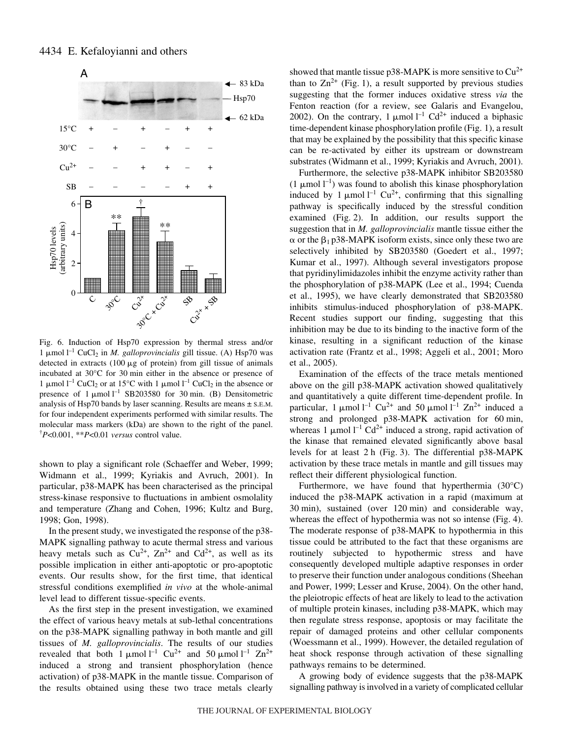Fig. 6. Induction of Hsp70 expression by thermal stress and/or 1 μmol $l^{-1}$ $CuCl_2$ in *M. galloprovincialis* gill tissue. (A) Hsp70 was detected in extracts (100 μg of protein) from gill tissue of animals incubated at 30°C for 30 min either in the absence or presence of 1 μmol $l^{-1}$ $CuCl_2$ or at 15°C with 1 μmol $l^{-1}$ $CuCl_2$ in the absence or presence of 1 μmol $l^{-1}$ SB203580 for 30 min. (B) Densitometric analysis of Hsp70 bands by laser scanning. Results are means ± S.E.M. for four independent experiments performed with similar results. The molecular mass markers (kDa) are shown to the right of the panel. [†]$P<0.001$, \*\*$P<0.01$ *versus* control value.

shown to play a significant role (Schaeffer and Weber, 1999; Widmann et al., 1999; Kyriakis and Avruch, 2001). In particular, p38-MAPK has been characterised as the principal stress-kinase responsive to fluctuations in ambient osmolality and temperature (Zhang and Cohen, 1996; Kultz and Burg, 1998; Gon, 1998).

In the present study, we investigated the response of the p38-MAPK signalling pathway to acute thermal stress and various heavy metals such as $Cu^{2+}$, $Zn^{2+}$ and $Cd^{2+}$, as well as its possible implication in either anti-apoptotic or pro-apoptotic events. Our results show, for the first time, that identical stressful conditions exemplified *in vivo* at the whole-animal level lead to different tissue-specific events.

As the first step in the present investigation, we examined the effect of various heavy metals at sub-lethal concentrations on the p38-MAPK signalling pathway in both mantle and gill tissues of *M. galloprovincialis*. The results of our studies revealed that both 1 μmol $l^{-1}$ $Cu^{2+}$ and 50 μmol $l^{-1}$ $Zn^{2+}$ induced a strong and transient phosphorylation (hence activation) of p38-MAPK in the mantle tissue. Comparison of the results obtained using these two trace metals clearly showed that mantle tissue p38-MAPK is more sensitive to $Cu^{2+}$ than to $Zn^{2+}$ (Fig. 1), a result supported by previous studies suggesting that the former induces oxidative stress *via* the Fenton reaction (for a review, see Galaris and Evangelou, 2002). On the contrary, 1 μmol $l^{-1}$ $Cd^{2+}$ induced a biphasic time-dependent kinase phosphorylation profile (Fig. 1), a result that may be explained by the possibility that this specific kinase can be re-activated by either its upstream or downstream substrates (Widmann et al., 1999; Kyriakis and Avruch, 2001).

Furthermore, the selective p38-MAPK inhibitor SB203580 (1 μmol $l^{-1}$) was found to abolish this kinase phosphorylation induced by 1 μmol $l^{-1}$ $Cu^{2+}$, confirming that this signalling pathway is specifically induced by the stressful condition examined (Fig. 2). In addition, our results support the suggestion that in *M. galloprovincialis* mantle tissue either the α or the $\beta_1$ p38-MAPK isoform exists, since only these two are selectively inhibited by SB203580 (Goedert et al., 1997; Kumar et al., 1997). Although several investigators propose that pyridinylimidazoles inhibit the enzyme activity rather than the phosphorylation of p38-MAPK (Lee et al., 1994; Cuenda et al., 1995), we have clearly demonstrated that SB203580 inhibits stimulus-induced phosphorylation of p38-MAPK. Recent studies support our finding, suggesting that this inhibition may be due to its binding to the inactive form of the kinase, resulting in a significant reduction of the kinase activation rate (Frantz et al., 1998; Aggeli et al., 2001; Moro et al., 2005).

Examination of the effects of the trace metals mentioned above on the gill p38-MAPK activation showed qualitatively and quantitatively a quite different time-dependent profile. In particular, 1 μmol $l^{-1}$ $Cu^{2+}$ and 50 μmol $l^{-1}$ $Zn^{2+}$ induced a strong and prolonged p38-MAPK activation for 60 min, whereas 1 μmol $l^{-1}$ $Cd^{2+}$ induced a strong, rapid activation of the kinase that remained elevated significantly above basal levels for at least 2 h (Fig. 3). The differential p38-MAPK activation by these trace metals in mantle and gill tissues may reflect their different physiological function.

Furthermore, we have found that hyperthermia (30°C) induced the p38-MAPK activation in a rapid (maximum at 30 min), sustained (over 120 min) and considerable way, whereas the effect of hypothermia was not so intense (Fig. 4). The moderate response of p38-MAPK to hypothermia in this tissue could be attributed to the fact that these organisms are routinely subjected to hypothermic stress and have consequently developed multiple adaptive responses in order to preserve their function under analogous conditions (Sheehan and Power, 1999; Lesser and Kruse, 2004). On the other hand, the pleiotropic effects of heat are likely to lead to the activation of multiple protein kinases, including p38-MAPK, which may then regulate stress response, apoptosis or may facilitate the repair of damaged proteins and other cellular components (Woessmann et al., 1999). However, the detailed regulation of heat shock response through activation of these signalling pathways remains to be determined.

A growing body of evidence suggests that the p38-MAPK signalling pathway is involved in a variety of complicated cellular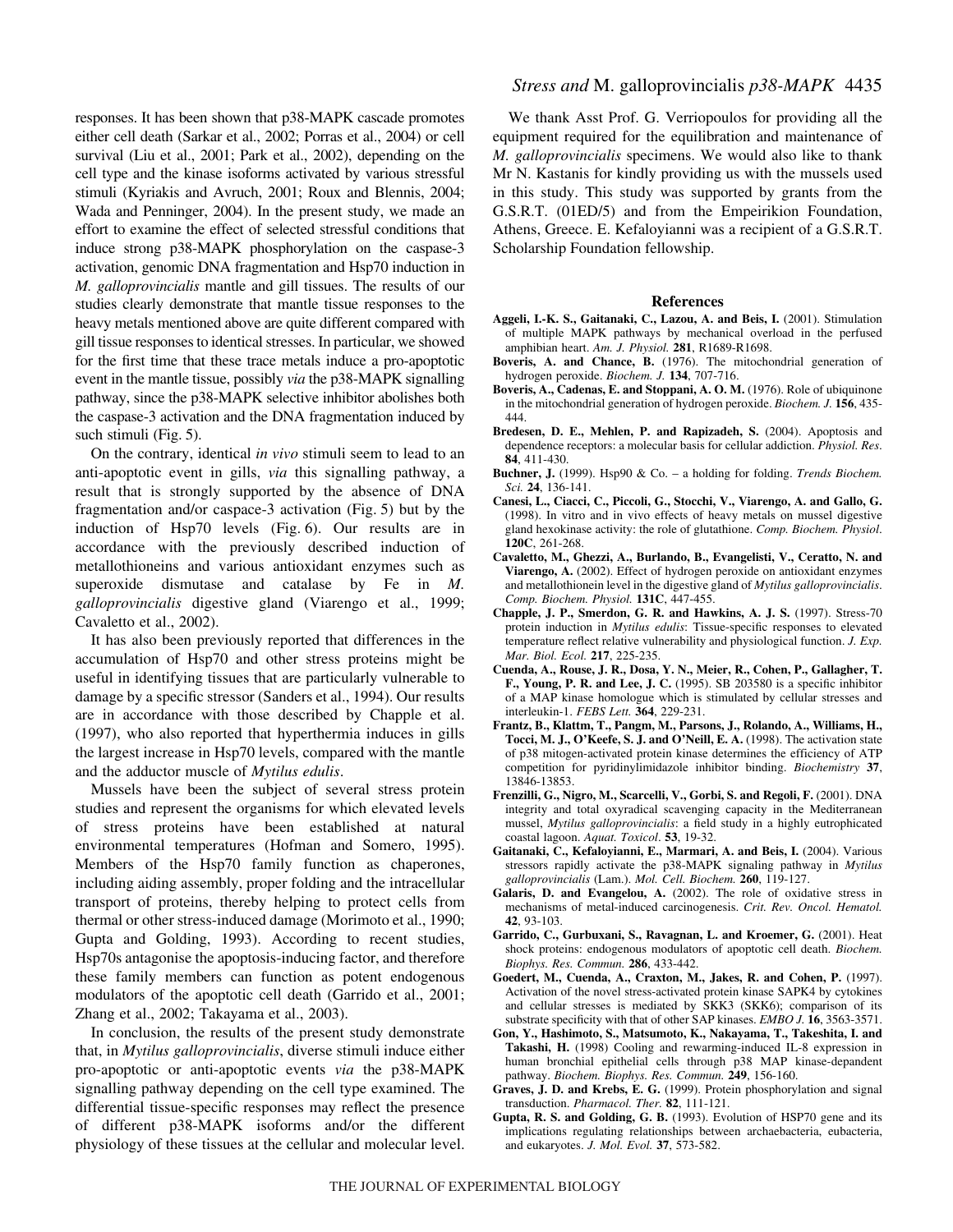responses. It has been shown that p38-MAPK cascade promotes either cell death (Sarkar et al., 2002; Porras et al., 2004) or cell survival (Liu et al., 2001; Park et al., 2002), depending on the cell type and the kinase isoforms activated by various stressful stimuli (Kyriakis and Avruch, 2001; Roux and Blennis, 2004; Wada and Penninger, 2004). In the present study, we made an effort to examine the effect of selected stressful conditions that induce strong p38-MAPK phosphorylation on the caspase-3 activation, genomic DNA fragmentation and Hsp70 induction in *M. galloprovincialis* mantle and gill tissues. The results of our studies clearly demonstrate that mantle tissue responses to the heavy metals mentioned above are quite different compared with gill tissue responses to identical stresses. In particular, we showed for the first time that these trace metals induce a pro-apoptotic event in the mantle tissue, possibly *via* the p38-MAPK signalling pathway, since the p38-MAPK selective inhibitor abolishes both the caspase-3 activation and the DNA fragmentation induced by such stimuli (Fig. 5).

On the contrary, identical *in vivo* stimuli seem to lead to an anti-apoptotic event in gills, *via* this signalling pathway, a result that is strongly supported by the absence of DNA fragmentation and/or caspace-3 activation (Fig. 5) but by the induction of Hsp70 levels (Fig. 6). Our results are in accordance with the previously described induction of metallothioneins and various antioxidant enzymes such as superoxide dismutase and catalase by Fe in *M. galloprovincialis* digestive gland (Viarengo et al., 1999; Cavaletto et al., 2002).

It has also been previously reported that differences in the accumulation of Hsp70 and other stress proteins might be useful in identifying tissues that are particularly vulnerable to damage by a specific stressor (Sanders et al., 1994). Our results are in accordance with those described by Chapple et al. (1997), who also reported that hyperthermia induces in gills the largest increase in Hsp70 levels, compared with the mantle and the adductor muscle of *Mytilus edulis*.

Mussels have been the subject of several stress protein studies and represent the organisms for which elevated levels of stress proteins have been established at natural environmental temperatures (Hofman and Somero, 1995). Members of the Hsp70 family function as chaperones, including aiding assembly, proper folding and the intracellular transport of proteins, thereby helping to protect cells from thermal or other stress-induced damage (Morimoto et al., 1990; Gupta and Golding, 1993). According to recent studies, Hsp70s antagonise the apoptosis-inducing factor, and therefore these family members can function as potent endogenous modulators of the apoptotic cell death (Garrido et al., 2001; Zhang et al., 2002; Takayama et al., 2003).

In conclusion, the results of the present study demonstrate that, in *Mytilus galloprovincialis*, diverse stimuli induce either pro-apoptotic or anti-apoptotic events *via* the p38-MAPK signalling pathway depending on the cell type examined. The differential tissue-specific responses may reflect the presence of different p38-MAPK isoforms and/or the different physiology of these tissues at the cellular and molecular level.

We thank Asst Prof. G. Verriopoulos for providing all the equipment required for the equilibration and maintenance of *M. galloprovincialis* specimens. We would also like to thank Mr N. Kastanis for kindly providing us with the mussels used in this study. This study was supported by grants from the G.S.R.T. (01ED/5) and from the Empeirikion Foundation, Athens, Greece. E. Kefaloyianni was a recipient of a G.S.R.T. Scholarship Foundation fellowship.

## References

**Aggeli, I.-K. S., Gaitanaki, C., Lazou, A. and Beis, I.** (2001). Stimulation of multiple MAPK pathways by mechanical overload in the perfused amphibian heart. *Am. J. Physiol.* **281**, R1689-R1698.

**Boveris, A. and Chance, B.** (1976). The mitochondrial generation of hydrogen peroxide. *Biochem. J.* **134**, 707-716.

**Boveris, A., Cadenas, E. and Stoppani, A. O. M.** (1976). Role of ubiquinone in the mitochondrial generation of hydrogen peroxide. *Biochem. J.* **156**, 435-444.

**Bredesen, D. E., Mehlen, P. and Rapizadeh, S.** (2004). Apoptosis and dependence receptors: a molecular basis for cellular addiction. *Physiol. Res*. **84**, 411-430.

**Buchner, J.** (1999). Hsp90 & Co. – a holding for folding. *Trends Biochem. Sci.* **24**, 136-141.

**Canesi, L., Ciacci, C., Piccoli, G., Stocchi, V., Viarengo, A. and Gallo, G.** (1998). In vitro and in vivo effects of heavy metals on mussel digestive gland hexokinase activity: the role of glutathione. *Comp. Biochem. Physiol*. **120C**, 261-268.

**Cavaletto, M., Ghezzi, A., Burlando, B., Evangelisti, V., Ceratto, N. and Viarengo, A.** (2002). Effect of hydrogen peroxide on antioxidant enzymes and metallothionein level in the digestive gland of *Mytilus galloprovincialis*. *Comp. Biochem. Physiol.* **131C**, 447-455.

**Chapple, J. P., Smerdon, G. R. and Hawkins, A. J. S.** (1997). Stress-70 protein induction in *Mytilus edulis*: Tissue-specific responses to elevated temperature reflect relative vulnerability and physiological function. *J. Exp. Mar. Biol. Ecol.* **217**, 225-235.

**Cuenda, A., Rouse, J. R., Dosa, Y. N., Meier, R., Cohen, P., Gallagher, T. F., Young, P. R. and Lee, J. C.** (1995). SB 203580 is a specific inhibitor of a MAP kinase homologue which is stimulated by cellular stresses and interleukin-1. *FEBS Lett.* **364**, 229-231.

**Frantz, B., Klattm, T., Pangm, M., Parsons, J., Rolando, A., Williams, H., Tocci, M. J., O'Keefe, S. J. and O'Neill, E. A.** (1998). The activation state of p38 mitogen-activated protein kinase determines the efficiency of ATP competition for pyridinylimidazole inhibitor binding. *Biochemistry* **37**, 13846-13853.

**Frenzilli, G., Nigro, M., Scarcelli, V., Gorbi, S. and Regoli, F.** (2001). DNA integrity and total oxyradical scavenging capacity in the Mediterranean mussel, *Mytilus galloprovincialis*: a field study in a highly eutrophicated coastal lagoon. *Aquat. Toxicol*. **53**, 19-32.

**Gaitanaki, C., Kefaloyianni, E., Marmari, A. and Beis, I.** (2004). Various stressors rapidly activate the p38-MAPK signaling pathway in *Mytilus galloprovincialis* (Lam.). *Mol. Cell. Biochem.* **260**, 119-127.

**Galaris, D. and Evangelou, A.** (2002). The role of oxidative stress in mechanisms of metal-induced carcinogenesis. *Crit. Rev. Oncol. Hematol.* **42**, 93-103.

**Garrido, C., Gurbuxani, S., Ravagnan, L. and Kroemer, G.** (2001). Heat shock proteins: endogenous modulators of apoptotic cell death. *Biochem. Biophys. Res. Commun.* **286**, 433-442.

**Goedert, M., Cuenda, A., Craxton, M., Jakes, R. and Cohen, P.** (1997). Activation of the novel stress-activated protein kinase SAPK4 by cytokines and cellular stresses is mediated by SKK3 (SKK6); comparison of its substrate specificity with that of other SAP kinases. *EMBO J.* **16**, 3563-3571.

**Gon, Y., Hashimoto, S., Matsumoto, K., Nakayama, T., Takeshita, I. and Takashi, H.** (1998) Cooling and rewarming-induced IL-8 expression in human bronchial epithelial cells through p38 MAP kinase-dependent pathway. *Biochem. Biophys. Res. Commun.* **249**, 156-160.

**Graves, J. D. and Krebs, E. G.** (1999). Protein phosphorylation and signal transduction. *Pharmacol. Ther.* **82**, 111-121.

**Gupta, R. S. and Golding, G. B.** (1993). Evolution of HSP70 gene and its implications regulating relationships between archaebacteria, eubacteria, and eukaryotes. *J. Mol. Evol.* **37**, 573-582.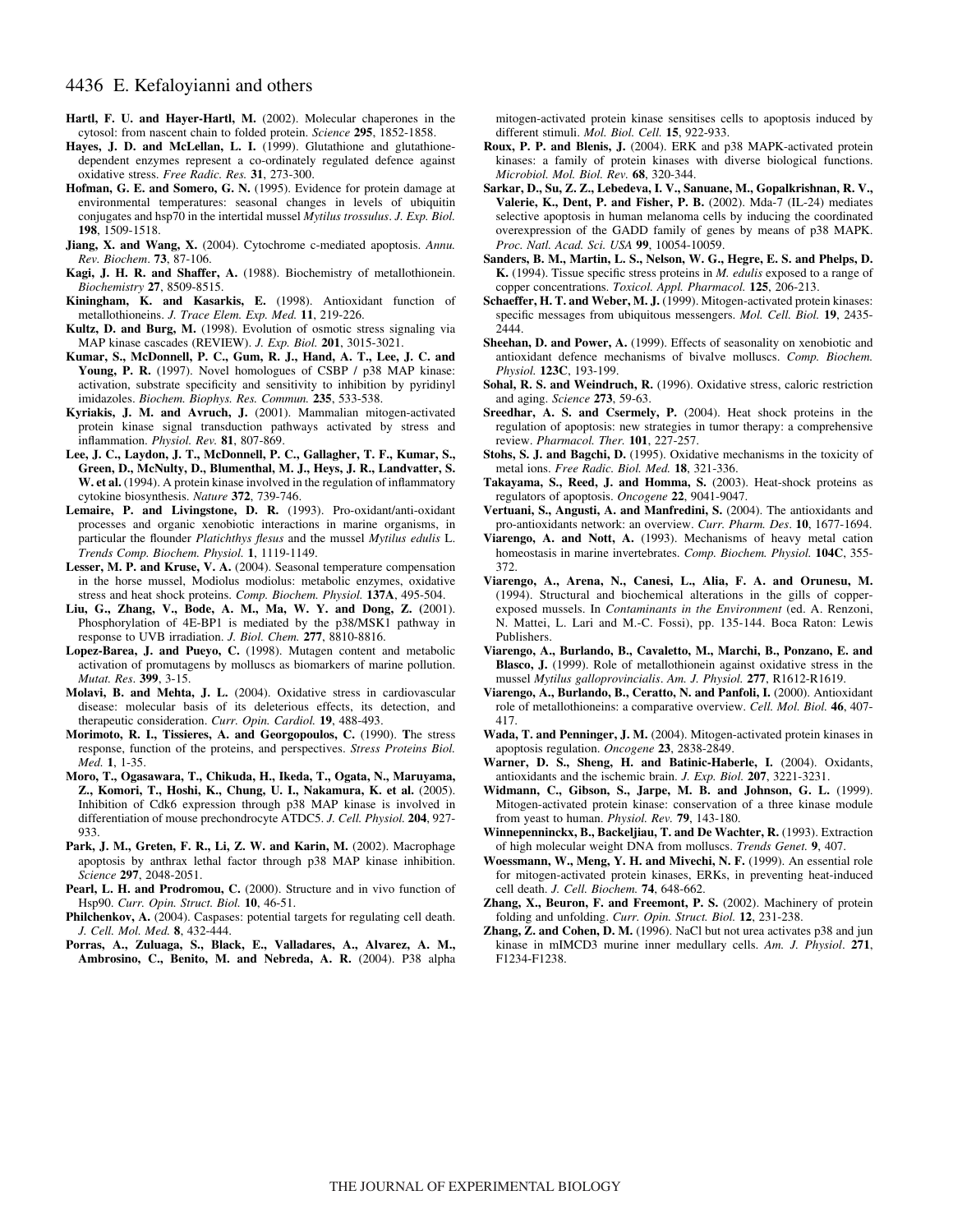**Hartl, F. U. and Hayer-Hartl, M.** (2002). Molecular chaperones in the cytosol: from nascent chain to folded protein. *Science* **295**, 1852-1858.

**Hayes, J. D. and McLellan, L. I.** (1999). Glutathione and glutathione-dependent enzymes represent a co-ordinately regulated defence against oxidative stress. *Free Radic. Res.* **31**, 273-300.

**Hofman, G. E. and Somero, G. N.** (1995). Evidence for protein damage at environmental temperatures: seasonal changes in levels of ubiquitin conjugates and hsp70 in the intertidal mussel *Mytilus trossulus*. *J. Exp. Biol.* **198**, 1509-1518.

**Jiang, X. and Wang, X.** (2004). Cytochrome c-mediated apoptosis. *Annu. Rev. Biochem*. **73**, 87-106.

**Kagi, J. H. R. and Shaffer, A.** (1988). Biochemistry of metallothionein. *Biochemistry* **27**, 8509-8515.

**Kiningham, K. and Kasarkis, E.** (1998). Antioxidant function of metallothioneins. *J. Trace Elem. Exp. Med.* **11**, 219-226.

**Kultz, D. and Burg, M.** (1998). Evolution of osmotic stress signaling via MAP kinase cascades (REVIEW). *J. Exp. Biol.* **201**, 3015-3021.

**Kumar, S., McDonnell, P. C., Gum, R. J., Hand, A. T., Lee, J. C. and Young, P. R.** (1997). Novel homologues of CSBP / p38 MAP kinase: activation, substrate specificity and sensitivity to inhibition by pyridinyl imidazoles. *Biochem. Biophys. Res. Commun.* **235**, 533-538.

**Kyriakis, J. M. and Avruch, J.** (2001). Mammalian mitogen-activated protein kinase signal transduction pathways activated by stress and inflammation. *Physiol. Rev.* **81**, 807-869.

**Lee, J. C., Laydon, J. T., McDonnell, P. C., Gallagher, T. F., Kumar, S., Green, D., McNulty, D., Blumenthal, M. J., Heys, J. R., Landvatter, S. W. et al.** (1994). A protein kinase involved in the regulation of inflammatory cytokine biosynthesis. *Nature* **372**, 739-746.

**Lemaire, P. and Livingstone, D. R.** (1993). Pro-oxidant/anti-oxidant processes and organic xenobiotic interactions in marine organisms, in particular the flounder *Platichthys flesus* and the mussel *Mytilus edulis* L. *Trends Comp. Biochem. Physiol.* **1**, 1119-1149.

**Lesser, M. P. and Kruse, V. A.** (2004). Seasonal temperature compensation in the horse mussel, Modiolus modiolus: metabolic enzymes, oxidative stress and heat shock proteins. *Comp. Biochem. Physiol.* **137A**, 495-504.

**Liu, G., Zhang, V., Bode, A. M., Ma, W. Y. and Dong, Z.** (2001). Phosphorylation of 4E-BP1 is mediated by the p38/MSK1 pathway in response to UVB irradiation. *J. Biol. Chem.* **277**, 8810-8816.

**Lopez-Barea, J. and Pueyo, C.** (1998). Mutagen content and metabolic activation of promutagens by molluscs as biomarkers of marine pollution. *Mutat. Res*. **399**, 3-15.

**Molavi, B. and Mehta, J. L.** (2004). Oxidative stress in cardiovascular disease: molecular basis of its deleterious effects, its detection, and therapeutic consideration. *Curr. Opin. Cardiol.* **19**, 488-493.

**Morimoto, R. I., Tissieres, A. and Georgopoulos, C.** (1990). **T**he stress response, function of the proteins, and perspectives. *Stress Proteins Biol. Med.* **1**, 1-35.

**Moro, T., Ogasawara, T., Chikuda, H., Ikeda, T., Ogata, N., Maruyama, Z., Komori, T., Hoshi, K., Chung, U. I., Nakamura, K. et al.** (2005). Inhibition of Cdk6 expression through p38 MAP kinase is involved in differentiation of mouse prechondrocyte ATDC5. *J. Cell. Physiol.* **204**, 927-933.

**Park, J. M., Greten, F. R., Li, Z. W. and Karin, M.** (2002). Macrophage apoptosis by anthrax lethal factor through p38 MAP kinase inhibition. *Science* **297**, 2048-2051.

**Pearl, L. H. and Prodromou, C.** (2000). Structure and in vivo function of Hsp90. *Curr. Opin. Struct. Biol.* **10**, 46-51.

**Philchenkov, A.** (2004). Caspases: potential targets for regulating cell death. *J. Cell. Mol. Med.* **8**, 432-444.

**Porras, A., Zuluaga, S., Black, E., Valladares, A., Alvarez, A. M., Ambrosino, C., Benito, M. and Nebreda, A. R.** (2004). P38 alpha mitogen-activated protein kinase sensitises cells to apoptosis induced by different stimuli. *Mol. Biol. Cell.* **15**, 922-933.

**Roux, P. P. and Blenis, J.** (2004). ERK and p38 MAPK-activated protein kinases: a family of protein kinases with diverse biological functions. *Microbiol. Mol. Biol. Rev.* **68**, 320-344.

**Sarkar, D., Su, Z. Z., Lebedeva, I. V., Sanuane, M., Gopalkrishnan, R. V., Valerie, K., Dent, P. and Fisher, P. B.** (2002). Mda-7 (IL-24) mediates selective apoptosis in human melanoma cells by inducing the coordinated overexpression of the GADD family of genes by means of p38 MAPK. *Proc. Natl. Acad. Sci. USA* **99**, 10054-10059.

**Sanders, B. M., Martin, L. S., Nelson, W. G., Hegre, E. S. and Phelps, D. K.** (1994). Tissue specific stress proteins in *M. edulis* exposed to a range of copper concentrations. *Toxicol. Appl. Pharmacol.* **125**, 206-213.

**Schaeffer, H. T. and Weber, M. J.** (1999). Mitogen-activated protein kinases: specific messages from ubiquitous messengers. *Mol. Cell. Biol.* **19**, 2435-2444.

**Sheehan, D. and Power, A.** (1999). Effects of seasonality on xenobiotic and antioxidant defence mechanisms of bivalve molluscs. *Comp. Biochem. Physiol.* **123C**, 193-199.

**Sohal, R. S. and Weindruch, R.** (1996). Oxidative stress, caloric restriction and aging. *Science* **273**, 59-63.

**Sreedhar, A. S. and Csermely, P.** (2004). Heat shock proteins in the regulation of apoptosis: new strategies in tumor therapy: a comprehensive review. *Pharmacol. Ther.* **101**, 227-257.

**Stohs, S. J. and Bagchi, D.** (1995). Oxidative mechanisms in the toxicity of metal ions. *Free Radic. Biol. Med.* **18**, 321-336.

**Takayama, S., Reed, J. and Homma, S.** (2003). Heat-shock proteins as regulators of apoptosis. *Oncogene* **22**, 9041-9047.

**Vertuani, S., Angusti, A. and Manfredini, S.** (2004). The antioxidants and pro-antioxidants network: an overview. *Curr. Pharm. Des*. **10**, 1677-1694.

**Viarengo, A. and Nott, A.** (1993). Mechanisms of heavy metal cation homeostasis in marine invertebrates. *Comp. Biochem. Physiol.* **104C**, 355-372.

**Viarengo, A., Arena, N., Canesi, L., Alia, F. A. and Orunesu, M.** (1994). Structural and biochemical alterations in the gills of copper-exposed mussels. In *Contaminants in the Environment* (ed. A. Renzoni, N. Mattei, L. Lari and M.-C. Fossi), pp. 135-144. Boca Raton: Lewis Publishers.

**Viarengo, A., Burlando, B., Cavaletto, M., Marchi, B., Ponzano, E. and Blasco, J.** (1999). Role of metallothionein against oxidative stress in the mussel *Mytilus galloprovincialis*. *Am. J. Physiol.* **277**, R1612-R1619.

**Viarengo, A., Burlando, B., Ceratto, N. and Panfoli, I.** (2000). Antioxidant role of metallothioneins: a comparative overview. *Cell. Mol. Biol.* **46**, 407-417.

**Wada, T. and Penninger, J. M.** (2004). Mitogen-activated protein kinases in apoptosis regulation. *Oncogene* **23**, 2838-2849.

**Warner, D. S., Sheng, H. and Batinic-Haberle, I.** (2004). Oxidants, antioxidants and the ischemic brain. *J. Exp. Biol.* **207**, 3221-3231.

**Widmann, C., Gibson, S., Jarpe, M. B. and Johnson, G. L.** (1999). Mitogen-activated protein kinase: conservation of a three kinase module from yeast to human. *Physiol. Rev.* **79**, 143-180.

**Winnepenninckx, B., Backeljiau, T. and De Wachter, R.** (1993). Extraction of high molecular weight DNA from molluscs. *Trends Genet.* **9**, 407.

**Woessmann, W., Meng, Y. H. and Mivechi, N. F.** (1999). An essential role for mitogen-activated protein kinases, ERKs, in preventing heat-induced cell death. *J. Cell. Biochem.* **74**, 648-662.

**Zhang, X., Beuron, F. and Freemont, P. S.** (2002). Machinery of protein folding and unfolding. *Curr. Opin. Struct. Biol.* **12**, 231-238.

**Zhang, Z. and Cohen, D. M.** (1996). NaCl but not urea activates p38 and jun kinase in mIMCD3 murine inner medullary cells. *Am. J. Physiol*. **271**, F1234-F1238.